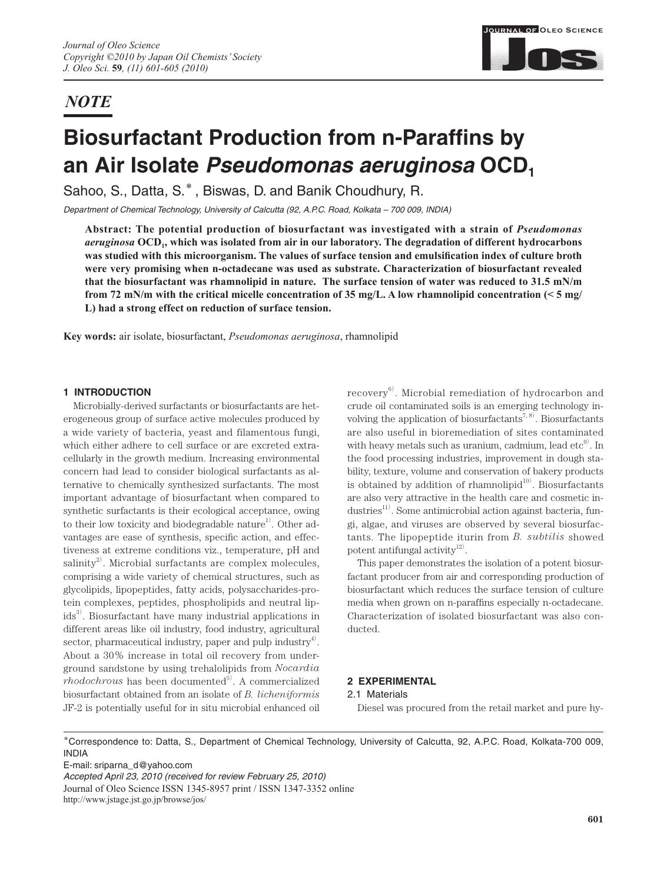NOTE

# Biosurfactant Production from n-Paraffins by an Air Isolate *Pseudomonas aeruginosa* OCD$_1$

Sahoo, S., Datta, S.*, Biswas, D. and Banik Choudhury, R.

*Department of Chemical Technology, University of Calcutta (92, A.P.C. Road, Kolkata – 700 009, INDIA)*

**Abstract: The potential production of biosurfactant was investigated with a strain of *Pseudomonas aeruginosa* OCD$_1$, which was isolated from air in our laboratory. The degradation of different hydrocarbons was studied with this microorganism. The values of surface tension and emulsification index of culture broth were very promising when n-octadecane was used as substrate. Characterization of biosurfactant revealed that the biosurfactant was rhamnolipid in nature. The surface tension of water was reduced to 31.5 mN/m from 72 mN/m with the critical micelle concentration of 35 mg/L. A low rhamnolipid concentration (< 5 mg/L) had a strong effect on reduction of surface tension.**

**Key words:** air isolate, biosurfactant, *Pseudomonas aeruginosa*, rhamnolipid

## 1 INTRODUCTION

Microbially-derived surfactants or biosurfactants are heterogeneous group of surface active molecules produced by a wide variety of bacteria, yeast and filamentous fungi, which either adhere to cell surface or are excreted extracellularly in the growth medium. Increasing environmental concern had lead to consider biological surfactants as alternative to chemically synthesized surfactants. The most important advantage of biosurfactant when compared to synthetic surfactants is their ecological acceptance, owing to their low toxicity and biodegradable nature[1]. Other advantages are ease of synthesis, specific action, and effectiveness at extreme conditions viz., temperature, pH and salinity[2]. Microbial surfactants are complex molecules, comprising a wide variety of chemical structures, such as glycolipids, lipopeptides, fatty acids, polysaccharides-protein complexes, peptides, phospholipids and neutral lipids[3]. Biosurfactant have many industrial applications in different areas like oil industry, food industry, agricultural sector, pharmaceutical industry, paper and pulp industry[4]. About a 30% increase in total oil recovery from underground sandstone by using trehalolipids from *Nocardia rhodochrous* has been documented[5]. A commercialized biosurfactant obtained from an isolate of *B. licheniformis* JF-2 is potentially useful for in situ microbial enhanced oil recovery[6]. Microbial remediation of hydrocarbon and crude oil contaminated soils is an emerging technology involving the application of biosurfactants[7, 8]. Biosurfactants are also useful in bioremediation of sites contaminated with heavy metals such as uranium, cadmium, lead etc[9]. In the food processing industries, improvement in dough stability, texture, volume and conservation of bakery products is obtained by addition of rhamnolipid[10]. Biosurfactants are also very attractive in the health care and cosmetic industries[11]. Some antimicrobial action against bacteria, fungi, algae, and viruses are observed by several biosurfactants. The lipopeptide iturin from *B. subtilis* showed potent antifungal activity[12].

This paper demonstrates the isolation of a potent biosurfactant producer from air and corresponding production of biosurfactant which reduces the surface tension of culture media when grown on n-paraffins especially n-octadecane. Characterization of isolated biosurfactant was also conducted.

## 2 EXPERIMENTAL

### 2.1 Materials

Diesel was procured from the retail market and pure hy-

*Correspondence to: Datta, S., Department of Chemical Technology, University of Calcutta, 92, A.P.C. Road, Kolkata-700 009, INDIA
E-mail: sriparna_d@yahoo.com
*Accepted April 23, 2010 (received for review February 25, 2010)*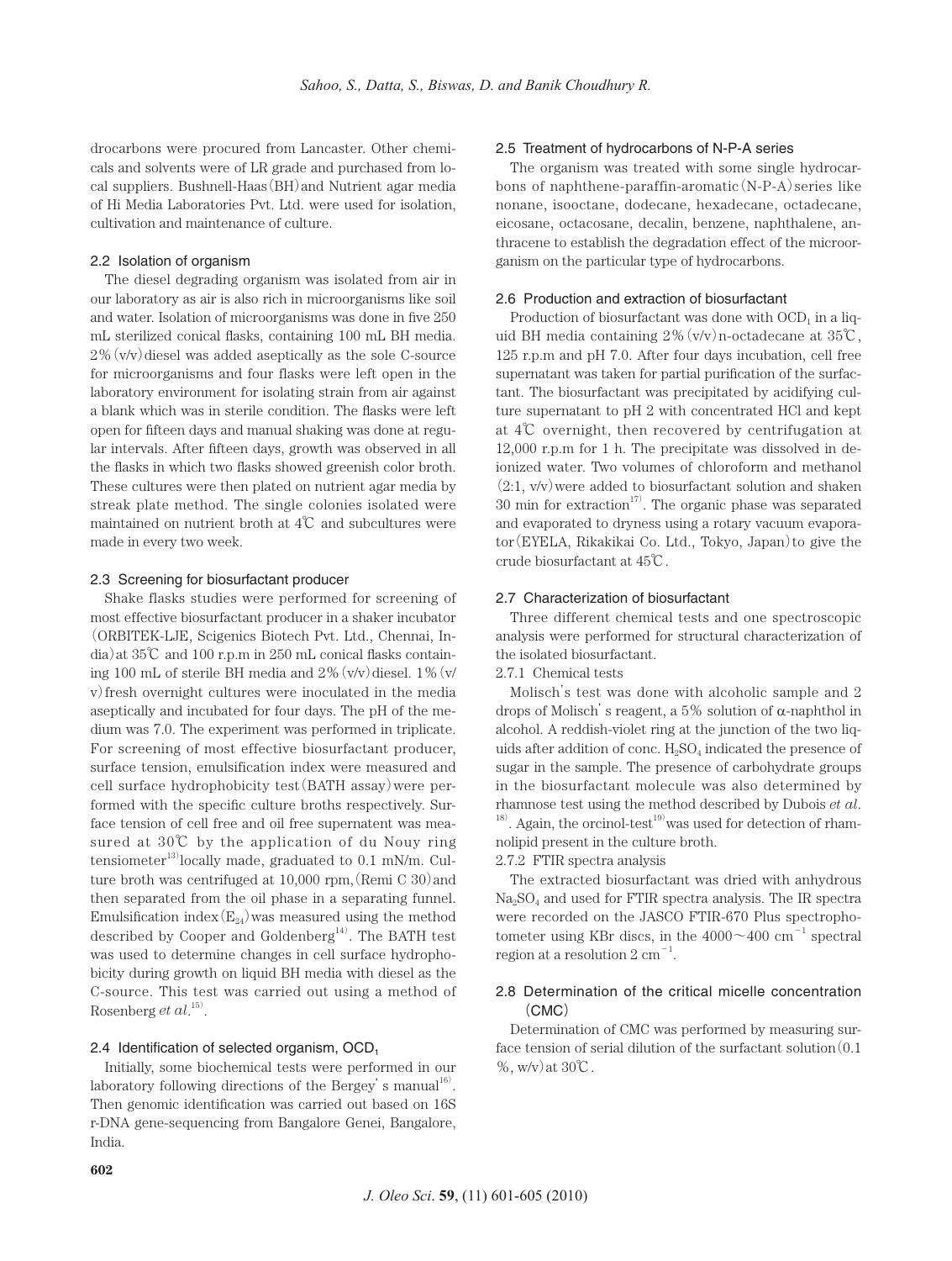drocarbons were procured from Lancaster. Other chemicals and solvents were of LR grade and purchased from local suppliers. Bushnell-Haas (BH) and Nutrient agar media of Hi Media Laboratories Pvt. Ltd. were used for isolation, cultivation and maintenance of culture.

### 2.2 Isolation of organism

The diesel degrading organism was isolated from air in our laboratory as air is also rich in microorganisms like soil and water. Isolation of microorganisms was done in five 250 mL sterilized conical flasks, containing 100 mL BH media. 2% (v/v) diesel was added aseptically as the sole C-source for microorganisms and four flasks were left open in the laboratory environment for isolating strain from air against a blank which was in sterile condition. The flasks were left open for fifteen days and manual shaking was done at regular intervals. After fifteen days, growth was observed in all the flasks in which two flasks showed greenish color broth. These cultures were then plated on nutrient agar media by streak plate method. The single colonies isolated were maintained on nutrient broth at 4℃ and subcultures were made in every two week.

### 2.3 Screening for biosurfactant producer

Shake flasks studies were performed for screening of most effective biosurfactant producer in a shaker incubator (ORBITEK-LJE, Scigenics Biotech Pvt. Ltd., Chennai, India) at 35℃ and 100 r.p.m in 250 mL conical flasks containing 100 mL of sterile BH media and 2% (v/v) diesel. 1% (v/v) fresh overnight cultures were inoculated in the media aseptically and incubated for four days. The pH of the medium was 7.0. The experiment was performed in triplicate. For screening of most effective biosurfactant producer, surface tension, emulsification index were measured and cell surface hydrophobicity test (BATH assay) were performed with the specific culture broths respectively. Surface tension of cell free and oil free supernatant was measured at 30℃ by the application of du Nouy ring tensiometer[13] locally made, graduated to 0.1 mN/m. Culture broth was centrifuged at 10,000 rpm, (Remi C 30) and then separated from the oil phase in a separating funnel. Emulsification index ($E_{24}$) was measured using the method described by Cooper and Goldenberg[14]. The BATH test was used to determine changes in cell surface hydrophobicity during growth on liquid BH media with diesel as the C-source. This test was carried out using a method of Rosenberg *et al.*[15].

### 2.4 Identification of selected organism, $OCD_1$

Initially, some biochemical tests were performed in our laboratory following directions of the Bergey's manual[16]. Then genomic identification was carried out based on 16S r-DNA gene-sequencing from Bangalore Genei, Bangalore, India.

### 2.5 Treatment of hydrocarbons of N-P-A series

The organism was treated with some single hydrocarbons of naphthene-paraffin-aromatic (N-P-A) series like nonane, isooctane, dodecane, hexadecane, octadecane, eicosane, octacosane, decalin, benzene, naphthalene, anthracene to establish the degradation effect of the microorganism on the particular type of hydrocarbons.

### 2.6 Production and extraction of biosurfactant

Production of biosurfactant was done with $OCD_1$ in a liquid BH media containing 2% (v/v) n-octadecane at 35℃, 125 r.p.m and pH 7.0. After four days incubation, cell free supernatant was taken for partial purification of the surfactant. The biosurfactant was precipitated by acidifying culture supernatant to pH 2 with concentrated HCl and kept at 4℃ overnight, then recovered by centrifugation at 12,000 r.p.m for 1 h. The precipitate was dissolved in deionized water. Two volumes of chloroform and methanol (2:1, v/v) were added to biosurfactant solution and shaken 30 min for extraction[17]. The organic phase was separated and evaporated to dryness using a rotary vacuum evaporator (EYELA, Rikakikai Co. Ltd., Tokyo, Japan) to give the crude biosurfactant at 45℃.

### 2.7 Characterization of biosurfactant

Three different chemical tests and one spectroscopic analysis were performed for structural characterization of the isolated biosurfactant.

#### 2.7.1 Chemical tests

Molisch's test was done with alcoholic sample and 2 drops of Molisch's reagent, a 5% solution of $\alpha$-naphthol in alcohol. A reddish-violet ring at the junction of the two liquids after addition of conc. $H_2SO_4$ indicated the presence of sugar in the sample. The presence of carbohydrate groups in the biosurfactant molecule was also determined by rhamnose test using the method described by Dubois *et al.*[18]. Again, the orcinol-test[19] was used for detection of rhamnolipid present in the culture broth.

#### 2.7.2 FTIR spectra analysis

The extracted biosurfactant was dried with anhydrous $Na_2SO_4$ and used for FTIR spectra analysis. The IR spectra were recorded on the JASCO FTIR-670 Plus spectrophotometer using KBr discs, in the 4000～400 $cm^{-1}$ spectral region at a resolution 2 $cm^{-1}$.

### 2.8 Determination of the critical micelle concentration (CMC)

Determination of CMC was performed by measuring surface tension of serial dilution of the surfactant solution (0.1 %, w/v) at 30℃.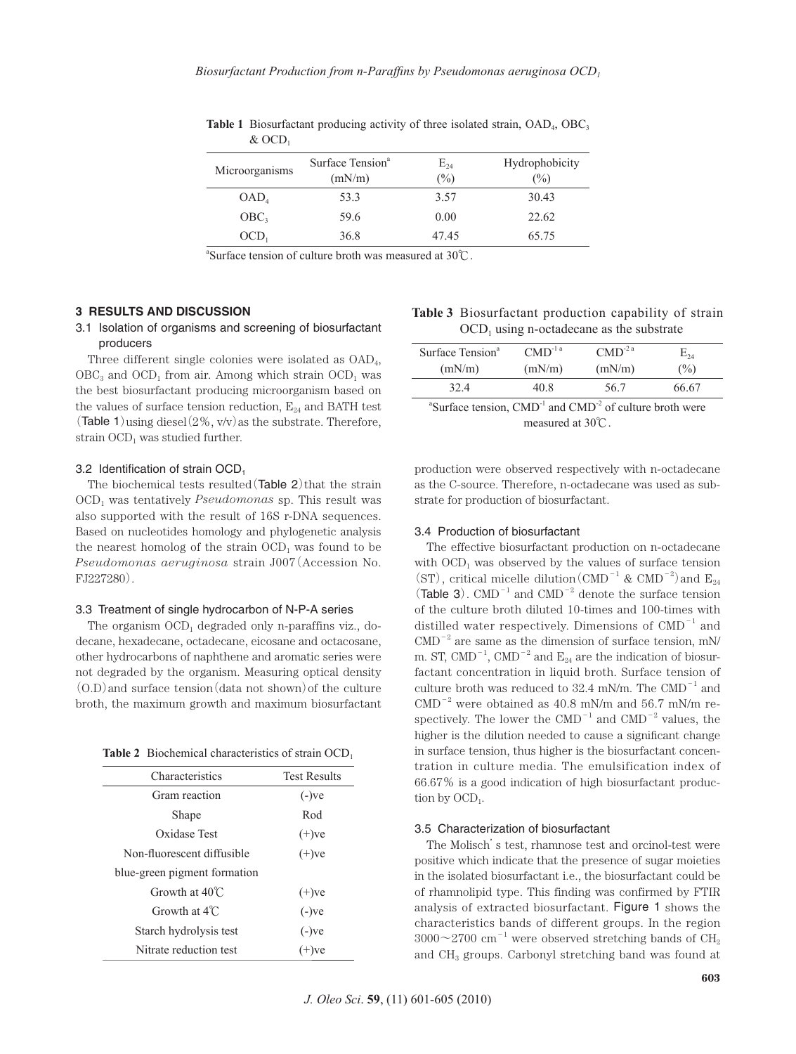**Table 1** Biosurfactant producing activity of three isolated strain, $OAD_4$, $OBC_3$ & $OCD_1$

| Microorganisms | Surface Tension[a] (mN/m) | $E_{24}$ (%) | Hydrophobicity (%) |
|---|---|---|---|
| $OAD_4$ | 53.3 | 3.57 | 30.43 |
| $OBC_3$ | 59.6 | 0.00 | 22.62 |
| $OCD_1$ | 36.8 | 47.45 | 65.75 |

[a]Surface tension of culture broth was measured at 30℃.

## 3 RESULTS AND DISCUSSION

### 3.1 Isolation of organisms and screening of biosurfactant producers

Three different single colonies were isolated as $OAD_4$, $OBC_3$ and $OCD_1$ from air. Among which strain $OCD_1$ was the best biosurfactant producing microorganism based on the values of surface tension reduction, $E_{24}$ and BATH test (Table 1) using diesel (2%, v/v) as the substrate. Therefore, strain $OCD_1$ was studied further.

### 3.2 Identification of strain $OCD_1$

The biochemical tests resulted (Table 2) that the strain $OCD_1$ was tentatively *Pseudomonas* sp. This result was also supported with the result of 16S r-DNA sequences. Based on nucleotides homology and phylogenetic analysis the nearest homolog of the strain $OCD_1$ was found to be *Pseudomonas aeruginosa* strain J007 (Accession No. FJ227280).

### 3.3 Treatment of single hydrocarbon of N-P-A series

The organism $OCD_1$ degraded only n-paraffins viz., dodecane, hexadecane, octadecane, eicosane and octacosane, other hydrocarbons of naphthene and aromatic series were not degraded by the organism. Measuring optical density (O.D) and surface tension (data not shown) of the culture broth, the maximum growth and maximum biosurfactant production were observed respectively with n-octadecane as the C-source. Therefore, n-octadecane was used as substrate for production of biosurfactant.

**Table 2** Biochemical characteristics of strain $OCD_1$

| Characteristics | Test Results |
|---|---|
| Gram reaction | (-)ve |
| Shape | Rod |
| Oxidase Test | (+)ve |
| Non-fluorescent diffusible blue-green pigment formation | (+)ve |
| Growth at 40℃ | (+)ve |
| Growth at 4℃ | (-)ve |
| Starch hydrolysis test | (-)ve |
| Nitrate reduction test | (+)ve |

**Table 3** Biosurfactant production capability of strain $OCD_1$ using n-octadecane as the substrate

| Surface Tension[a] (mN/m) | $CMD^{-1}$ [a] (mN/m) | $CMD^{-2}$ [a] (mN/m) | $E_{24}$ (%) |
|---|---|---|---|
| 32.4 | 40.8 | 56.7 | 66.67 |

[a]Surface tension, $CMD^{-1}$ and $CMD^{-2}$ of culture broth were measured at 30℃.

### 3.4 Production of biosurfactant

The effective biosurfactant production on n-octadecane with $OCD_1$ was observed by the values of surface tension (ST), critical micelle dilution ($CMD^{-1}$ & $CMD^{-2}$) and $E_{24}$ (Table 3). $CMD^{-1}$ and $CMD^{-2}$ denote the surface tension of the culture broth diluted 10-times and 100-times with distilled water respectively. Dimensions of $CMD^{-1}$ and $CMD^{-2}$ are same as the dimension of surface tension, mN/m. ST, $CMD^{-1}$, $CMD^{-2}$ and $E_{24}$ are the indication of biosurfactant concentration in liquid broth. Surface tension of culture broth was reduced to 32.4 mN/m. The $CMD^{-1}$ and $CMD^{-2}$ were obtained as 40.8 mN/m and 56.7 mN/m respectively. The lower the $CMD^{-1}$ and $CMD^{-2}$ values, the higher is the dilution needed to cause a significant change in surface tension, thus higher is the biosurfactant concentration in culture media. The emulsification index of 66.67% is a good indication of high biosurfactant production by $OCD_1$.

### 3.5 Characterization of biosurfactant

The Molisch's test, rhamnose test and orcinol-test were positive which indicate that the presence of sugar moieties in the isolated biosurfactant i.e., the biosurfactant could be of rhamnolipid type. This finding was confirmed by FTIR analysis of extracted biosurfactant. Figure 1 shows the characteristics bands of different groups. In the region 3000～2700 $cm^{-1}$ were observed stretching bands of $CH_2$ and $CH_3$ groups. Carbonyl stretching band was found at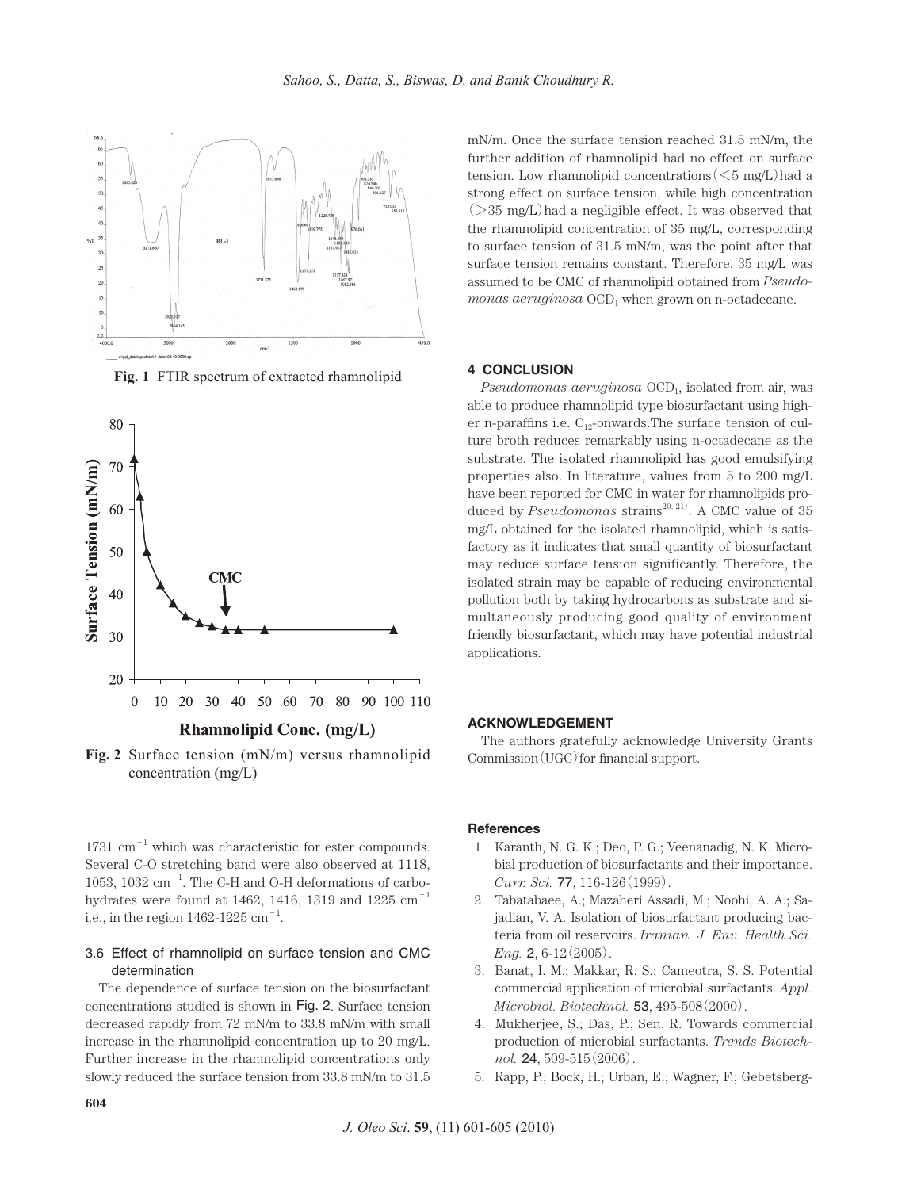**Fig. 1** FTIR spectrum of extracted rhamnolipid

**Fig. 2** Surface tension (mN/m) versus rhamnolipid concentration (mg/L)

1731 $cm^{-1}$ which was characteristic for ester compounds. Several C-O stretching band were also observed at 1118, 1053, 1032 $cm^{-1}$. The C-H and O-H deformations of carbohydrates were found at 1462, 1416, 1319 and 1225 $cm^{-1}$ i.e., in the region 1462-1225 $cm^{-1}$.

### 3.6 Effect of rhamnolipid on surface tension and CMC determination

The dependence of surface tension on the biosurfactant concentrations studied is shown in Fig. 2. Surface tension decreased rapidly from 72 mN/m to 33.8 mN/m with small increase in the rhamnolipid concentration up to 20 mg/L. Further increase in the rhamnolipid concentrations only slowly reduced the surface tension from 33.8 mN/m to 31.5 mN/m. Once the surface tension reached 31.5 mN/m, the further addition of rhamnolipid had no effect on surface tension. Low rhamnolipid concentrations (<5 mg/L) had a strong effect on surface tension, while high concentration (>35 mg/L) had a negligible effect. It was observed that the rhamnolipid concentration of 35 mg/L, corresponding to surface tension of 31.5 mN/m, was the point after that surface tension remains constant. Therefore, 35 mg/L was assumed to be CMC of rhamnolipid obtained from *Pseudomonas aeruginosa* $OCD_1$ when grown on n-octadecane.

## 4 CONCLUSION

*Pseudomonas aeruginosa* $OCD_1$, isolated from air, was able to produce rhamnolipid type biosurfactant using higher n-paraffins i.e. $C_{12}$-onwards. The surface tension of culture broth reduces remarkably using n-octadecane as the substrate. The isolated rhamnolipid has good emulsifying properties also. In literature, values from 5 to 200 mg/L have been reported for CMC in water for rhamnolipids produced by *Pseudomonas* strains[20, 21]. A CMC value of 35 mg/L obtained for the isolated rhamnolipid, which is satisfactory as it indicates that small quantity of biosurfactant may reduce surface tension significantly. Therefore, the isolated strain may be capable of reducing environmental pollution both by taking hydrocarbons as substrate and simultaneously producing good quality of environment friendly biosurfactant, which may have potential industrial applications.

## ACKNOWLEDGEMENT

The authors gratefully acknowledge University Grants Commission (UGC) for financial support.

## References

1. Karanth, N. G. K.; Deo, P. G.; Veenanadig, N. K. Microbial production of biosurfactants and their importance. *Curr. Sci.* **77**, 116-126 (1999).
2. Tabatabaee, A.; Mazaheri Assadi, M.; Noohi, A. A.; Sajadian, V. A. Isolation of biosurfactant producing bacteria from oil reservoirs. *Iranian. J. Env. Health Sci. Eng.* **2**, 6-12 (2005).
3. Banat, I. M.; Makkar, R. S.; Cameotra, S. S. Potential commercial application of microbial surfactants. *Appl. Microbiol. Biotechnol.* **53**, 495-508 (2000).
4. Mukherjee, S.; Das, P.; Sen, R. Towards commercial production of microbial surfactants. *Trends Biotechnol.* **24**, 509-515 (2006).
5. Rapp, P.; Bock, H.; Urban, E.; Wagner, F.; Gebetsberg-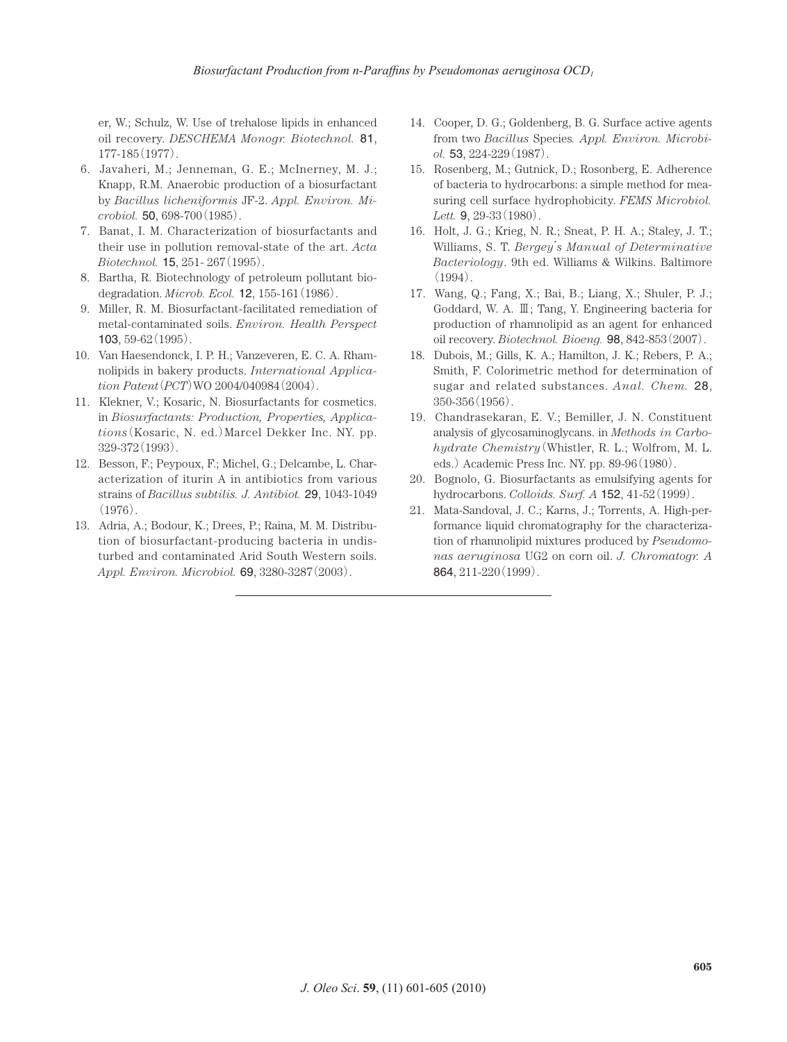er, W.; Schulz, W. Use of trehalose lipids in enhanced oil recovery. *DESCHEMA Monogr. Biotechnol.* **81**, 177-185(1977).

6. Javaheri, M.; Jenneman, G. E.; McInerney, M. J.; Knapp, R.M. Anaerobic production of a biosurfactant by *Bacillus licheniformis* JF-2. *Appl. Environ. Microbiol.* **50**, 698-700(1985).
7. Banat, I. M. Characterization of biosurfactants and their use in pollution removal-state of the art. *Acta Biotechnol.* **15**, 251- 267(1995).
8. Bartha, R. Biotechnology of petroleum pollutant biodegradation. *Microb. Ecol.* **12**, 155-161(1986).
9. Miller, R. M. Biosurfactant-facilitated remediation of metal-contaminated soils. *Environ. Health Perspect* **103**, 59-62(1995).
10. Van Haesendonck, I. P. H.; Vanzeveren, E. C. A. Rhamnolipids in bakery products. *International Application Patent(PCT)* WO 2004/040984(2004).
11. Klekner, V.; Kosaric, N. Biosurfactants for cosmetics. in *Biosurfactants: Production, Properties, Applications*(Kosaric, N. ed.) Marcel Dekker Inc. NY. pp. 329-372(1993).
12. Besson, F.; Peypoux, F.; Michel, G.; Delcambe, L. Characterization of iturin A in antibiotics from various strains of *Bacillus subtilis*. *J. Antibiot.* **29**, 1043-1049(1976).
13. Adria, A.; Bodour, K.; Drees, P.; Raina, M. M. Distribution of biosurfactant-producing bacteria in undisturbed and contaminated Arid South Western soils. *Appl. Environ. Microbiol.* **69**, 3280-3287(2003).
14. Cooper, D. G.; Goldenberg, B. G. Surface active agents from two *Bacillus* Species. *Appl. Environ. Microbiol.* **53**, 224-229(1987).
15. Rosenberg, M.; Gutnick, D.; Rosonberg, E. Adherence of bacteria to hydrocarbons: a simple method for measuring cell surface hydrophobicity. *FEMS Microbiol. Lett.* **9**, 29-33(1980).
16. Holt, J. G.; Krieg, N. R.; Sneat, P. H. A.; Staley, J. T.; Williams, S. T. *Bergey's Manual of Determinative Bacteriology*. 9th ed. Williams & Wilkins. Baltimore (1994).
17. Wang, Q.; Fang, X.; Bai, B.; Liang, X.; Shuler, P. J.; Goddard, W. A. Ⅲ; Tang, Y. Engineering bacteria for production of rhamnolipid as an agent for enhanced oil recovery. *Biotechnol. Bioeng.* **98**, 842-853(2007).
18. Dubois, M.; Gills, K. A.; Hamilton, J. K.; Rebers, P. A.; Smith, F. Colorimetric method for determination of sugar and related substances. *Anal. Chem.* **28**, 350-356(1956).
19. Chandrasekaran, E. V.; Bemiller, J. N. Constituent analysis of glycosaminoglycans. in *Methods in Carbohydrate Chemistry*(Whistler, R. L.; Wolfrom, M. L. eds.) Academic Press Inc. NY. pp. 89-96(1980).
20. Bognolo, G. Biosurfactants as emulsifying agents for hydrocarbons. *Colloids. Surf. A* **152**, 41-52(1999).
21. Mata-Sandoval, J. C.; Karns, J.; Torrents, A. High-performance liquid chromatography for the characterization of rhamnolipid mixtures produced by *Pseudomonas aeruginosa* UG2 on corn oil. *J. Chromatogr. A* **864**, 211-220(1999).